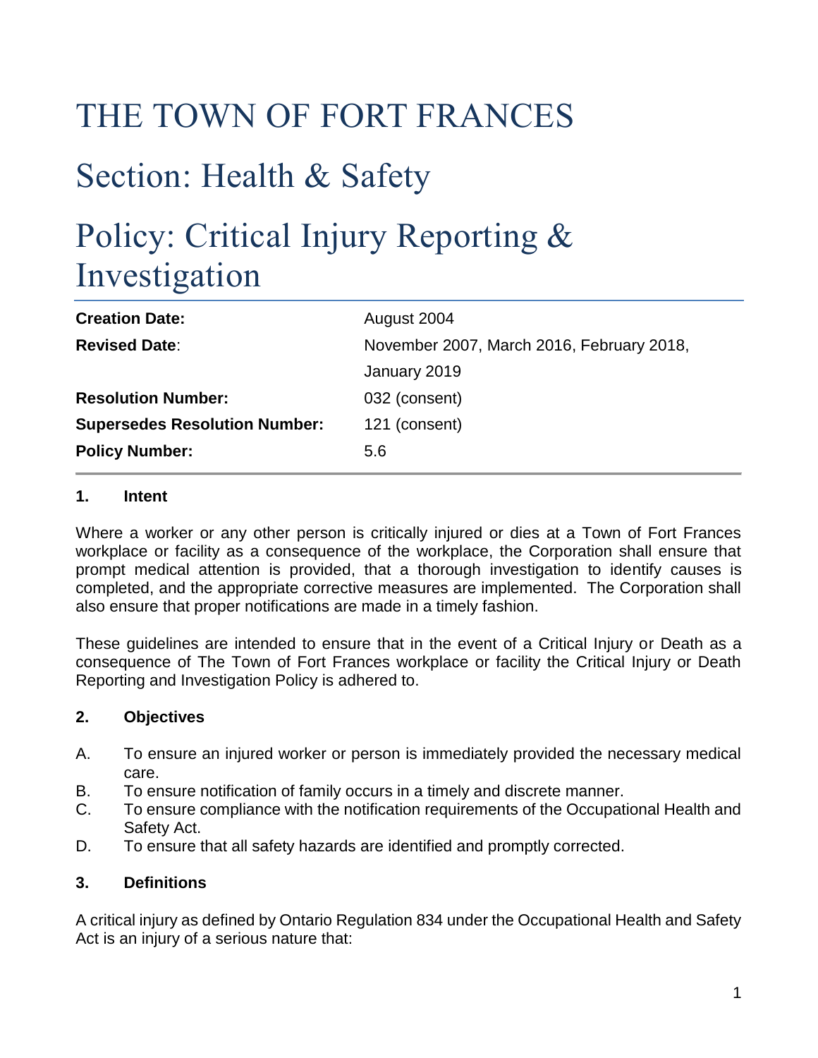# THE TOWN OF FORT FRANCES

## Section: Health & Safety

## Policy: Critical Injury Reporting & Investigation

| | |
|---|---|
| **Creation Date:** | August 2004 |
| **Revised Date**: | November 2007, March 2016, February 2018, January 2019 |
| **Resolution Number:** | 032 (consent) |
| **Supersedes Resolution Number:** | 121 (consent) |
| **Policy Number:** | 5.6 |

### 1. Intent

Where a worker or any other person is critically injured or dies at a Town of Fort Frances workplace or facility as a consequence of the workplace, the Corporation shall ensure that prompt medical attention is provided, that a thorough investigation to identify causes is completed, and the appropriate corrective measures are implemented. The Corporation shall also ensure that proper notifications are made in a timely fashion.

These guidelines are intended to ensure that in the event of a Critical Injury or Death as a consequence of The Town of Fort Frances workplace or facility the Critical Injury or Death Reporting and Investigation Policy is adhered to.

### 2. Objectives

A. To ensure an injured worker or person is immediately provided the necessary medical care.
B. To ensure notification of family occurs in a timely and discrete manner.
C. To ensure compliance with the notification requirements of the Occupational Health and Safety Act.
D. To ensure that all safety hazards are identified and promptly corrected.

### 3. Definitions

A critical injury as defined by Ontario Regulation 834 under the Occupational Health and Safety Act is an injury of a serious nature that: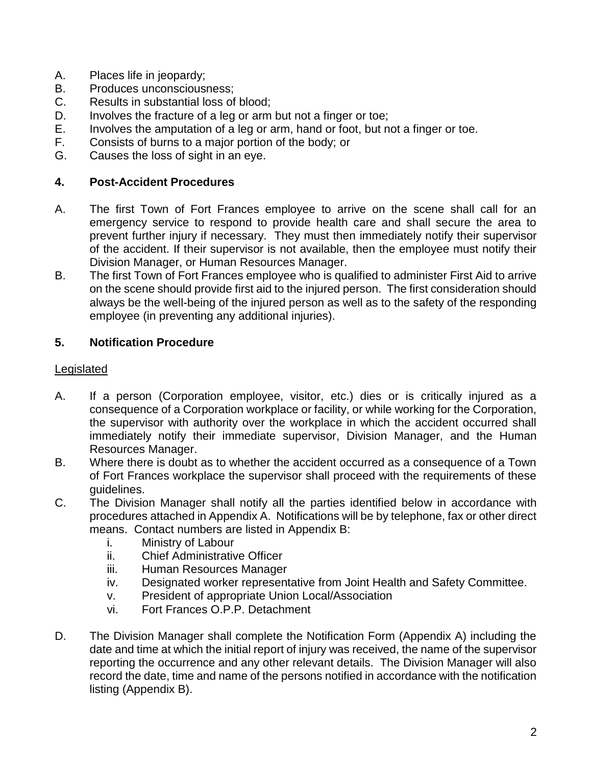A. Places life in jeopardy;
B. Produces unconsciousness;
C. Results in substantial loss of blood;
D. Involves the fracture of a leg or arm but not a finger or toe;
E. Involves the amputation of a leg or arm, hand or foot, but not a finger or toe.
F. Consists of burns to a major portion of the body; or
G. Causes the loss of sight in an eye.

## 4. Post-Accident Procedures

A. The first Town of Fort Frances employee to arrive on the scene shall call for an emergency service to respond to provide health care and shall secure the area to prevent further injury if necessary. They must then immediately notify their supervisor of the accident. If their supervisor is not available, then the employee must notify their Division Manager, or Human Resources Manager.

B. The first Town of Fort Frances employee who is qualified to administer First Aid to arrive on the scene should provide first aid to the injured person. The first consideration should always be the well-being of the injured person as well as to the safety of the responding employee (in preventing any additional injuries).

## 5. Notification Procedure

<u>Legislated</u>

A. If a person (Corporation employee, visitor, etc.) dies or is critically injured as a consequence of a Corporation workplace or facility, or while working for the Corporation, the supervisor with authority over the workplace in which the accident occurred shall immediately notify their immediate supervisor, Division Manager, and the Human Resources Manager.

B. Where there is doubt as to whether the accident occurred as a consequence of a Town of Fort Frances workplace the supervisor shall proceed with the requirements of these guidelines.

C. The Division Manager shall notify all the parties identified below in accordance with procedures attached in Appendix A. Notifications will be by telephone, fax or other direct means. Contact numbers are listed in Appendix B:
   i. Ministry of Labour
   ii. Chief Administrative Officer
   iii. Human Resources Manager
   iv. Designated worker representative from Joint Health and Safety Committee.
   v. President of appropriate Union Local/Association
   vi. Fort Frances O.P.P. Detachment

D. The Division Manager shall complete the Notification Form (Appendix A) including the date and time at which the initial report of injury was received, the name of the supervisor reporting the occurrence and any other relevant details. The Division Manager will also record the date, time and name of the persons notified in accordance with the notification listing (Appendix B).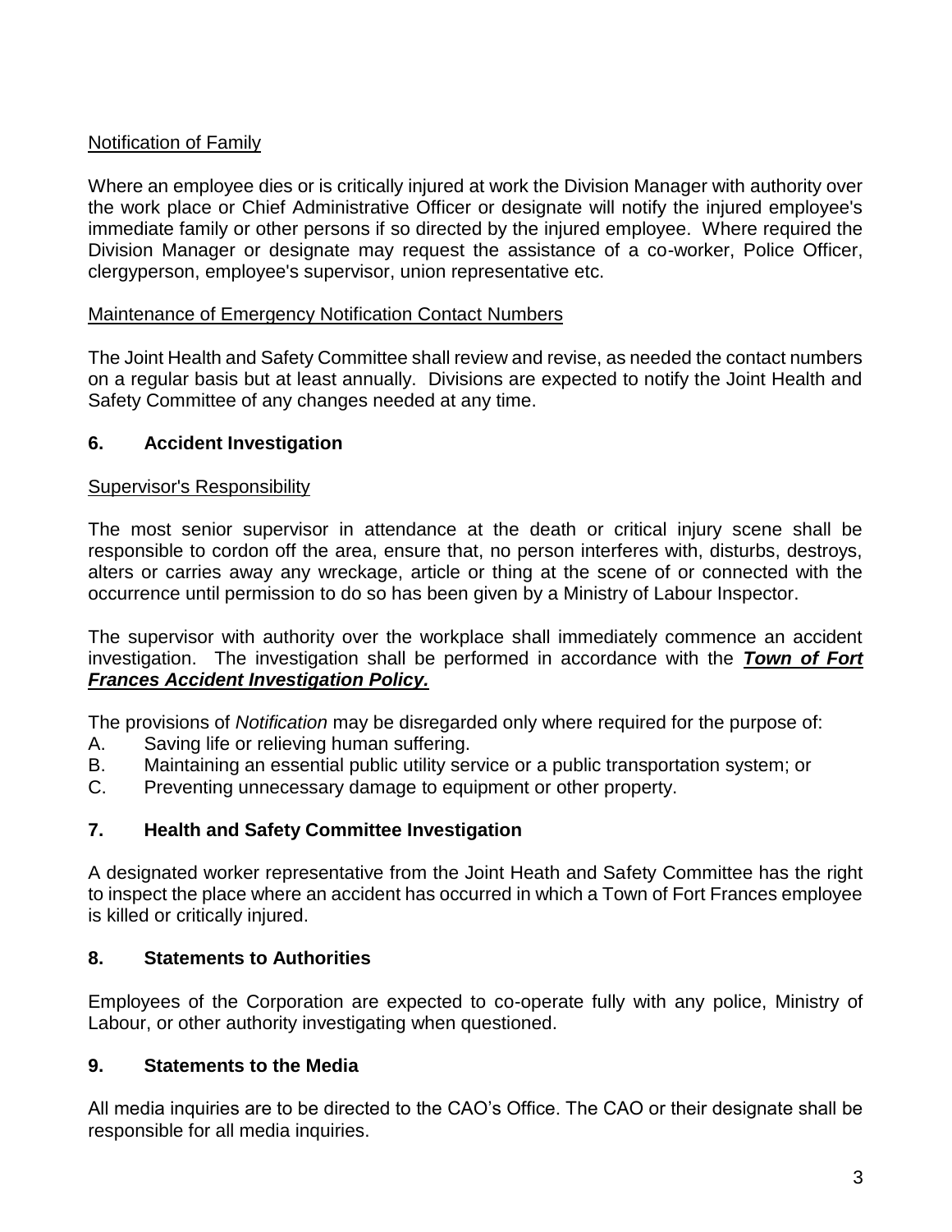<u>Notification of Family</u>

Where an employee dies or is critically injured at work the Division Manager with authority over the work place or Chief Administrative Officer or designate will notify the injured employee's immediate family or other persons if so directed by the injured employee. Where required the Division Manager or designate may request the assistance of a co-worker, Police Officer, clergyperson, employee's supervisor, union representative etc.

<u>Maintenance of Emergency Notification Contact Numbers</u>

The Joint Health and Safety Committee shall review and revise, as needed the contact numbers on a regular basis but at least annually. Divisions are expected to notify the Joint Health and Safety Committee of any changes needed at any time.

## 6. Accident Investigation

<u>Supervisor's Responsibility</u>

The most senior supervisor in attendance at the death or critical injury scene shall be responsible to cordon off the area, ensure that, no person interferes with, disturbs, destroys, alters or carries away any wreckage, article or thing at the scene of or connected with the occurrence until permission to do so has been given by a Ministry of Labour Inspector.

The supervisor with authority over the workplace shall immediately commence an accident investigation. The investigation shall be performed in accordance with the ***<u>Town of Fort Frances Accident Investigation Policy.</u>***

The provisions of *Notification* may be disregarded only where required for the purpose of:

A. Saving life or relieving human suffering.
B. Maintaining an essential public utility service or a public transportation system; or
C. Preventing unnecessary damage to equipment or other property.

## 7. Health and Safety Committee Investigation

A designated worker representative from the Joint Heath and Safety Committee has the right to inspect the place where an accident has occurred in which a Town of Fort Frances employee is killed or critically injured.

## 8. Statements to Authorities

Employees of the Corporation are expected to co-operate fully with any police, Ministry of Labour, or other authority investigating when questioned.

## 9. Statements to the Media

All media inquiries are to be directed to the CAO's Office. The CAO or their designate shall be responsible for all media inquiries.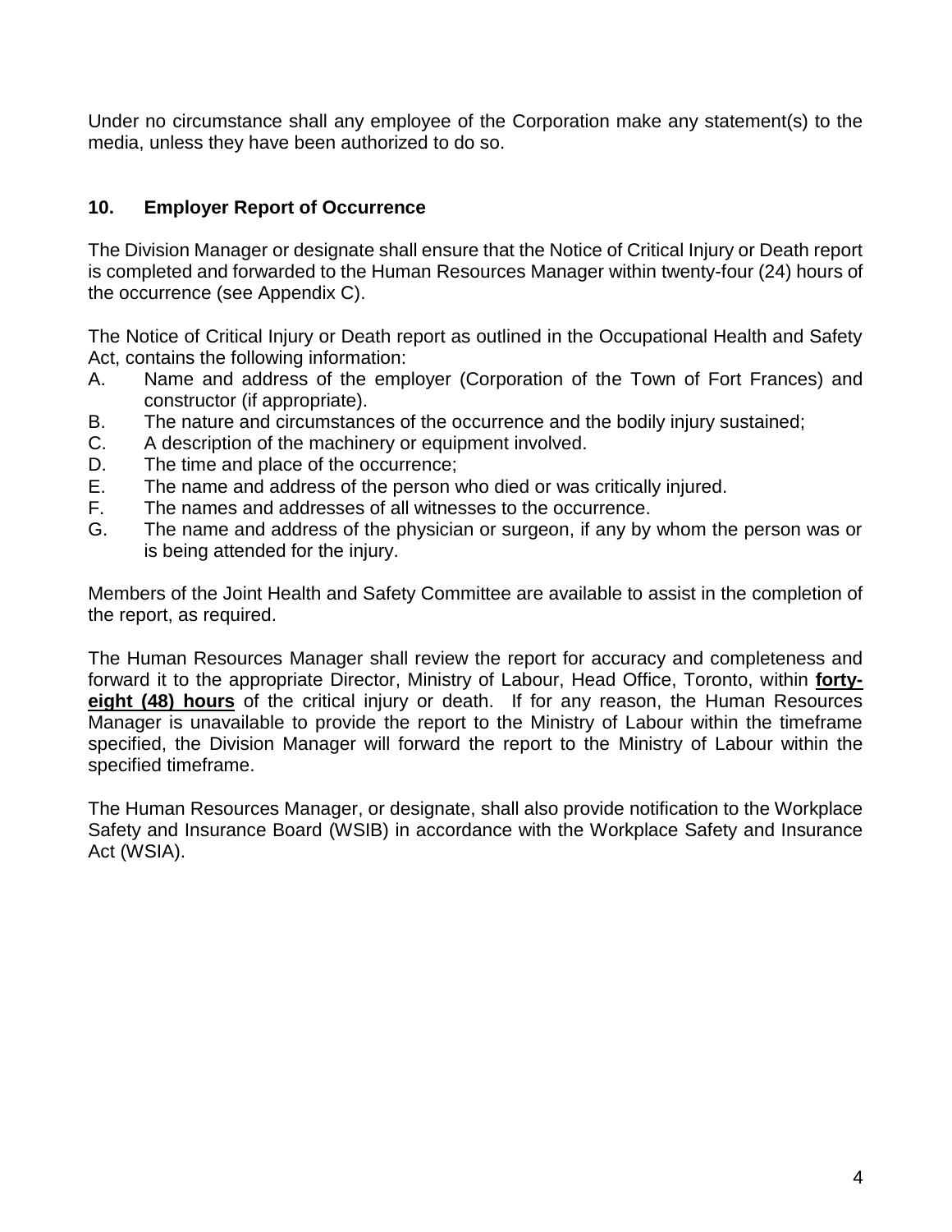Under no circumstance shall any employee of the Corporation make any statement(s) to the media, unless they have been authorized to do so.

## 10. Employer Report of Occurrence

The Division Manager or designate shall ensure that the Notice of Critical Injury or Death report is completed and forwarded to the Human Resources Manager within twenty-four (24) hours of the occurrence (see Appendix C).

The Notice of Critical Injury or Death report as outlined in the Occupational Health and Safety Act, contains the following information:

A. Name and address of the employer (Corporation of the Town of Fort Frances) and constructor (if appropriate).
B. The nature and circumstances of the occurrence and the bodily injury sustained;
C. A description of the machinery or equipment involved.
D. The time and place of the occurrence;
E. The name and address of the person who died or was critically injured.
F. The names and addresses of all witnesses to the occurrence.
G. The name and address of the physician or surgeon, if any by whom the person was or is being attended for the injury.

Members of the Joint Health and Safety Committee are available to assist in the completion of the report, as required.

The Human Resources Manager shall review the report for accuracy and completeness and forward it to the appropriate Director, Ministry of Labour, Head Office, Toronto, within **forty-eight (48) hours** of the critical injury or death. If for any reason, the Human Resources Manager is unavailable to provide the report to the Ministry of Labour within the timeframe specified, the Division Manager will forward the report to the Ministry of Labour within the specified timeframe.

The Human Resources Manager, or designate, shall also provide notification to the Workplace Safety and Insurance Board (WSIB) in accordance with the Workplace Safety and Insurance Act (WSIA).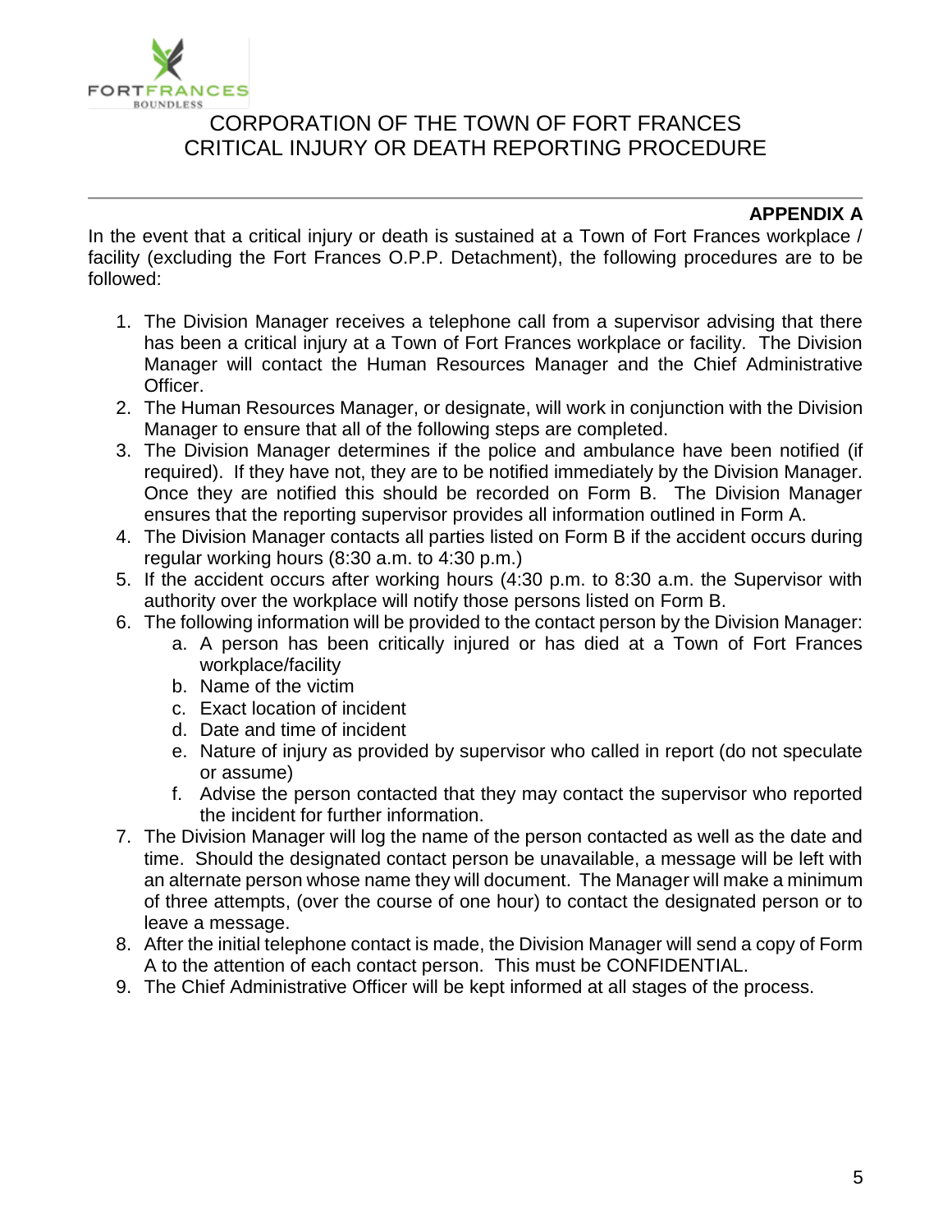# CORPORATION OF THE TOWN OF FORT FRANCES
# CRITICAL INJURY OR DEATH REPORTING PROCEDURE

**APPENDIX A**

In the event that a critical injury or death is sustained at a Town of Fort Frances workplace / facility (excluding the Fort Frances O.P.P. Detachment), the following procedures are to be followed:

1. The Division Manager receives a telephone call from a supervisor advising that there has been a critical injury at a Town of Fort Frances workplace or facility. The Division Manager will contact the Human Resources Manager and the Chief Administrative Officer.
2. The Human Resources Manager, or designate, will work in conjunction with the Division Manager to ensure that all of the following steps are completed.
3. The Division Manager determines if the police and ambulance have been notified (if required). If they have not, they are to be notified immediately by the Division Manager. Once they are notified this should be recorded on Form B. The Division Manager ensures that the reporting supervisor provides all information outlined in Form A.
4. The Division Manager contacts all parties listed on Form B if the accident occurs during regular working hours (8:30 a.m. to 4:30 p.m.)
5. If the accident occurs after working hours (4:30 p.m. to 8:30 a.m. the Supervisor with authority over the workplace will notify those persons listed on Form B.
6. The following information will be provided to the contact person by the Division Manager:
   a. A person has been critically injured or has died at a Town of Fort Frances workplace/facility
   b. Name of the victim
   c. Exact location of incident
   d. Date and time of incident
   e. Nature of injury as provided by supervisor who called in report (do not speculate or assume)
   f. Advise the person contacted that they may contact the supervisor who reported the incident for further information.
7. The Division Manager will log the name of the person contacted as well as the date and time. Should the designated contact person be unavailable, a message will be left with an alternate person whose name they will document. The Manager will make a minimum of three attempts, (over the course of one hour) to contact the designated person or to leave a message.
8. After the initial telephone contact is made, the Division Manager will send a copy of Form A to the attention of each contact person. This must be CONFIDENTIAL.
9. The Chief Administrative Officer will be kept informed at all stages of the process.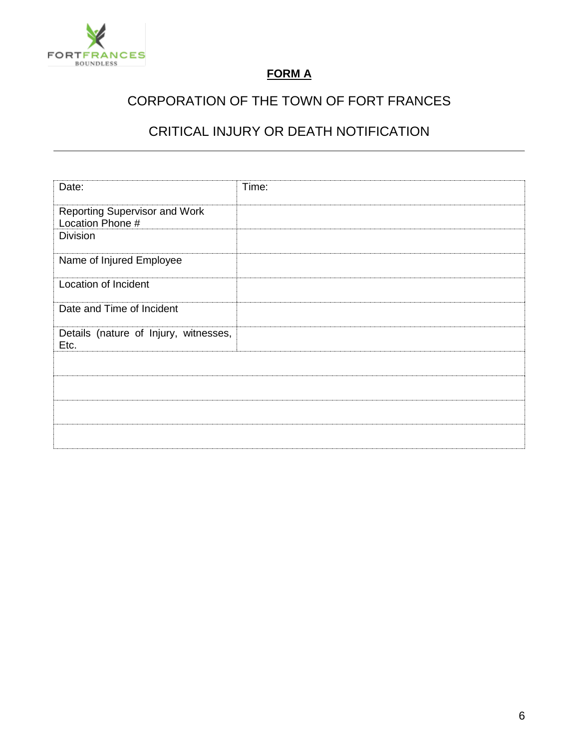**FORM A**

CORPORATION OF THE TOWN OF FORT FRANCES

CRITICAL INJURY OR DEATH NOTIFICATION

---

| Date: | Time: |
|---|---|
| Reporting Supervisor and Work Location Phone # | |
| Division | |
| Name of Injured Employee | |
| Location of Incident | |
| Date and Time of Incident | |
| Details (nature of Injury, witnesses, Etc. | |
| | |
| | |
| | |
| | |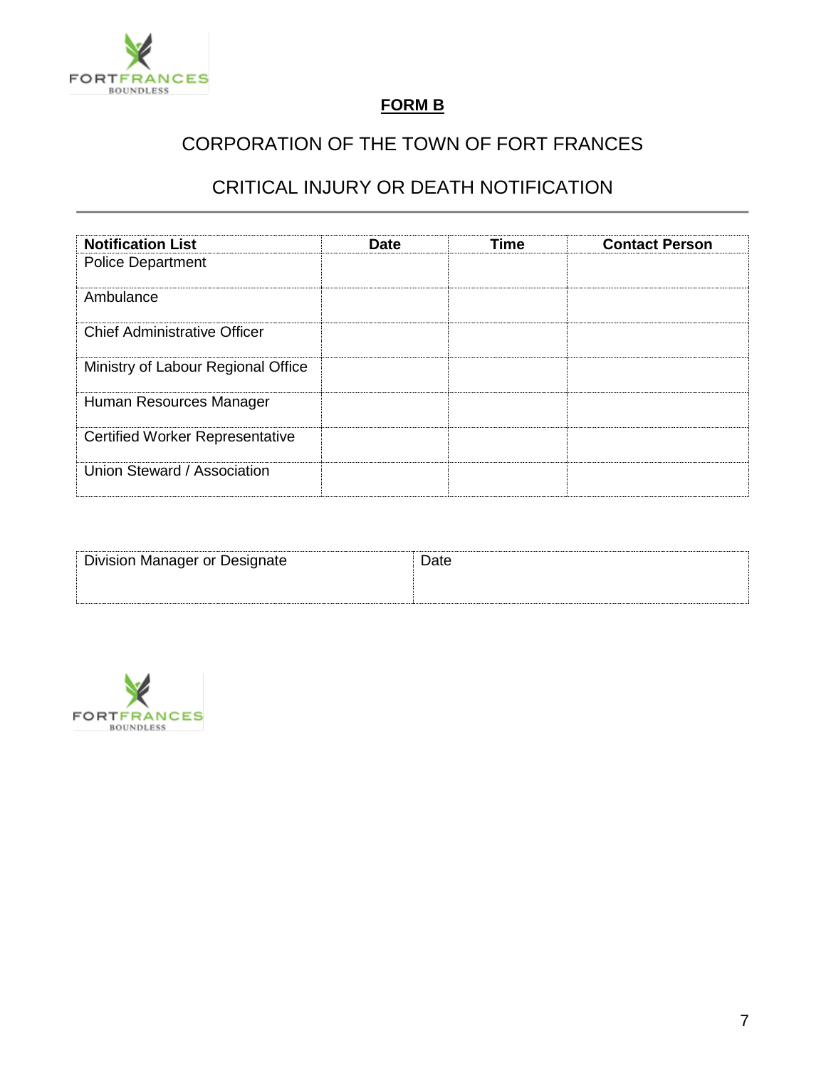**FORM B**

CORPORATION OF THE TOWN OF FORT FRANCES

CRITICAL INJURY OR DEATH NOTIFICATION

| Notification List | Date | Time | Contact Person |
|---|---|---|---|
| Police Department | | | |
| Ambulance | | | |
| Chief Administrative Officer | | | |
| Ministry of Labour Regional Office | | | |
| Human Resources Manager | | | |
| Certified Worker Representative | | | |
| Union Steward / Association | | | |

| Division Manager or Designate | Date |
|---|---|
| | |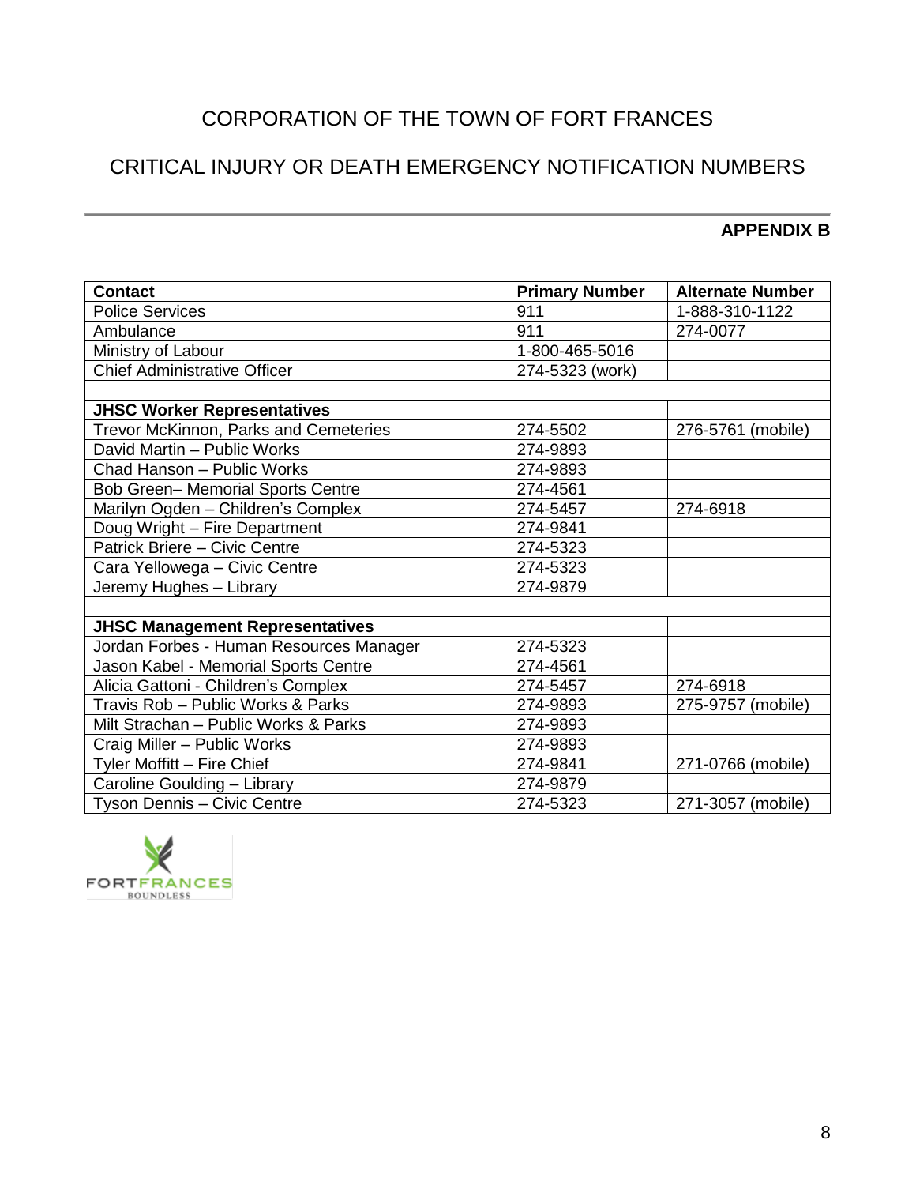# CORPORATION OF THE TOWN OF FORT FRANCES

## CRITICAL INJURY OR DEATH EMERGENCY NOTIFICATION NUMBERS

**APPENDIX B**

| **Contact** | **Primary Number** | **Alternate Number** |
| --- | --- | --- |
| Police Services | 911 | 1-888-310-1122 |
| Ambulance | 911 | 274-0077 |
| Ministry of Labour | 1-800-465-5016 | |
| Chief Administrative Officer | 274-5323 (work) | |
| | | |
| **JHSC Worker Representatives** | | |
| Trevor McKinnon, Parks and Cemeteries | 274-5502 | 276-5761 (mobile) |
| David Martin – Public Works | 274-9893 | |
| Chad Hanson – Public Works | 274-9893 | |
| Bob Green– Memorial Sports Centre | 274-4561 | |
| Marilyn Ogden – Children's Complex | 274-5457 | 274-6918 |
| Doug Wright – Fire Department | 274-9841 | |
| Patrick Briere – Civic Centre | 274-5323 | |
| Cara Yellowega – Civic Centre | 274-5323 | |
| Jeremy Hughes – Library | 274-9879 | |
| | | |
| **JHSC Management Representatives** | | |
| Jordan Forbes - Human Resources Manager | 274-5323 | |
| Jason Kabel - Memorial Sports Centre | 274-4561 | |
| Alicia Gattoni - Children's Complex | 274-5457 | 274-6918 |
| Travis Rob – Public Works & Parks | 274-9893 | 275-9757 (mobile) |
| Milt Strachan – Public Works & Parks | 274-9893 | |
| Craig Miller – Public Works | 274-9893 | |
| Tyler Moffitt – Fire Chief | 274-9841 | 271-0766 (mobile) |
| Caroline Goulding – Library | 274-9879 | |
| Tyson Dennis – Civic Centre | 274-5323 | 271-3057 (mobile) |

FORT FRANCES BOUNDLESS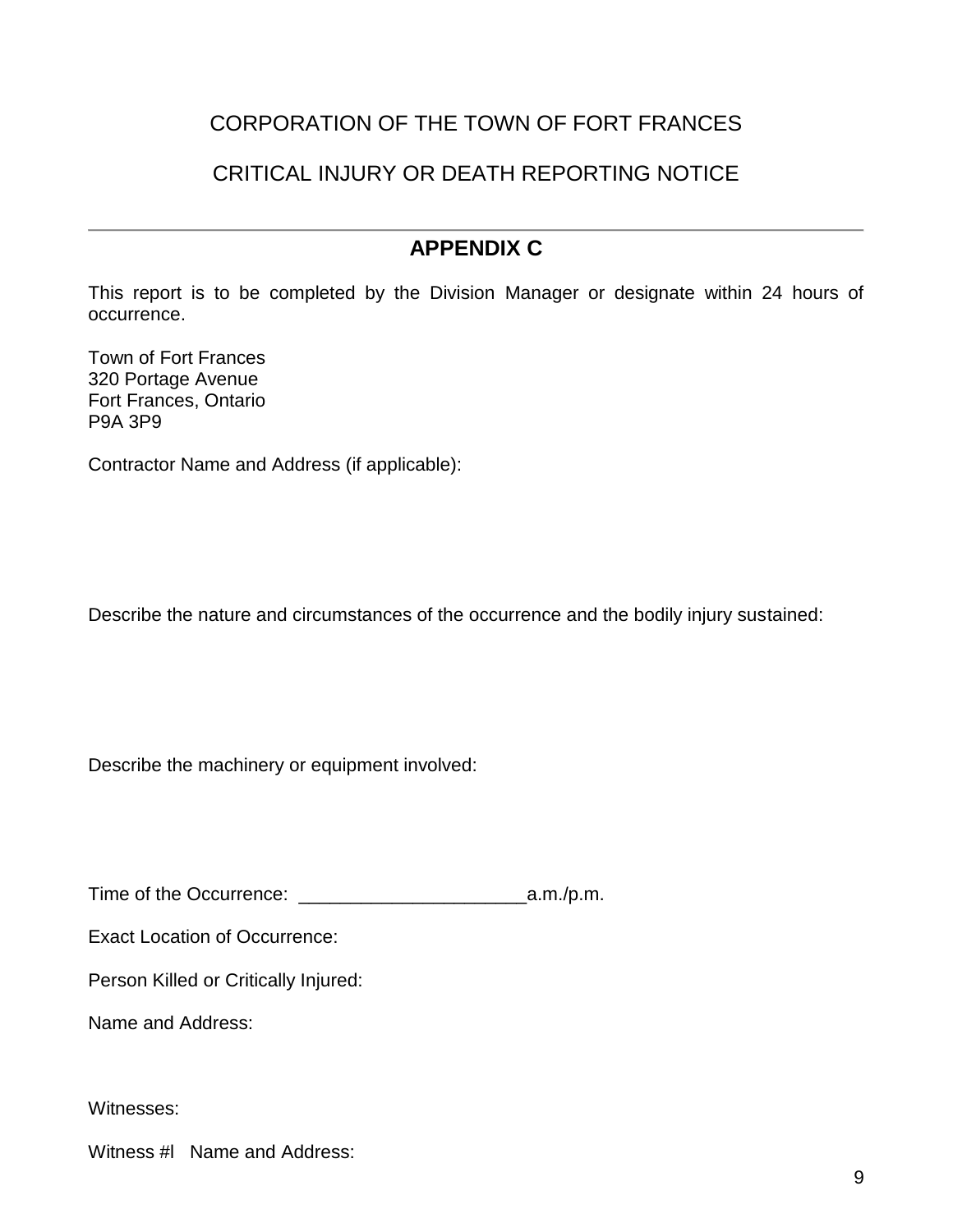CORPORATION OF THE TOWN OF FORT FRANCES

CRITICAL INJURY OR DEATH REPORTING NOTICE

---

## APPENDIX C

This report is to be completed by the Division Manager or designate within 24 hours of occurrence.

Town of Fort Frances
320 Portage Avenue
Fort Frances, Ontario
P9A 3P9

Contractor Name and Address (if applicable):

Describe the nature and circumstances of the occurrence and the bodily injury sustained:

Describe the machinery or equipment involved:

Time of the Occurrence: ______________________a.m./p.m.

Exact Location of Occurrence:

Person Killed or Critically Injured:

Name and Address:

Witnesses:

Witness #l Name and Address: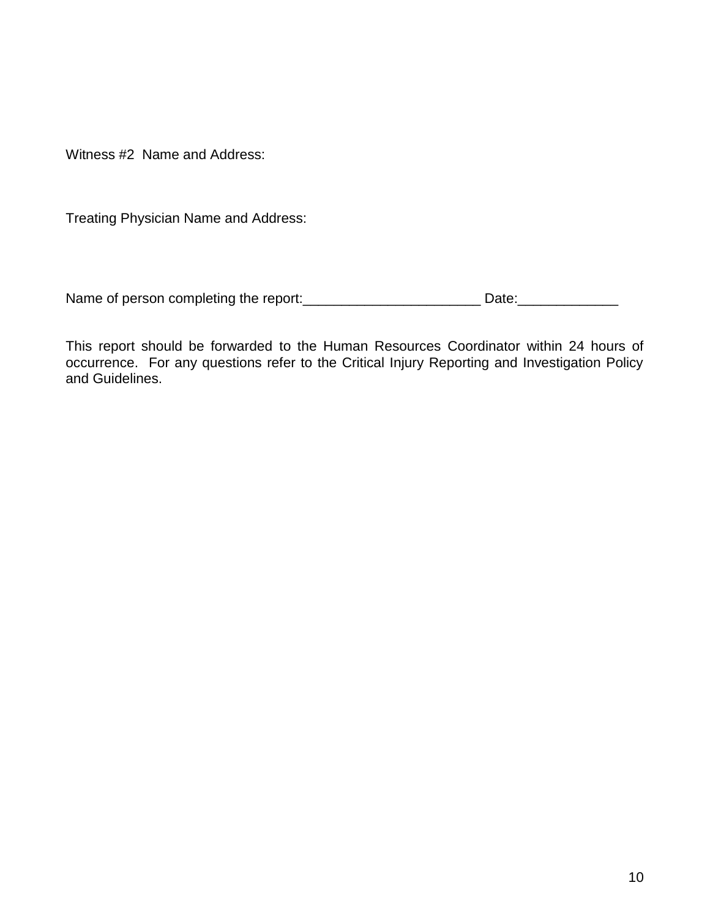Witness #2 Name and Address:

Treating Physician Name and Address:

Name of person completing the report:_______________________ Date:_____________

This report should be forwarded to the Human Resources Coordinator within 24 hours of occurrence. For any questions refer to the Critical Injury Reporting and Investigation Policy and Guidelines.